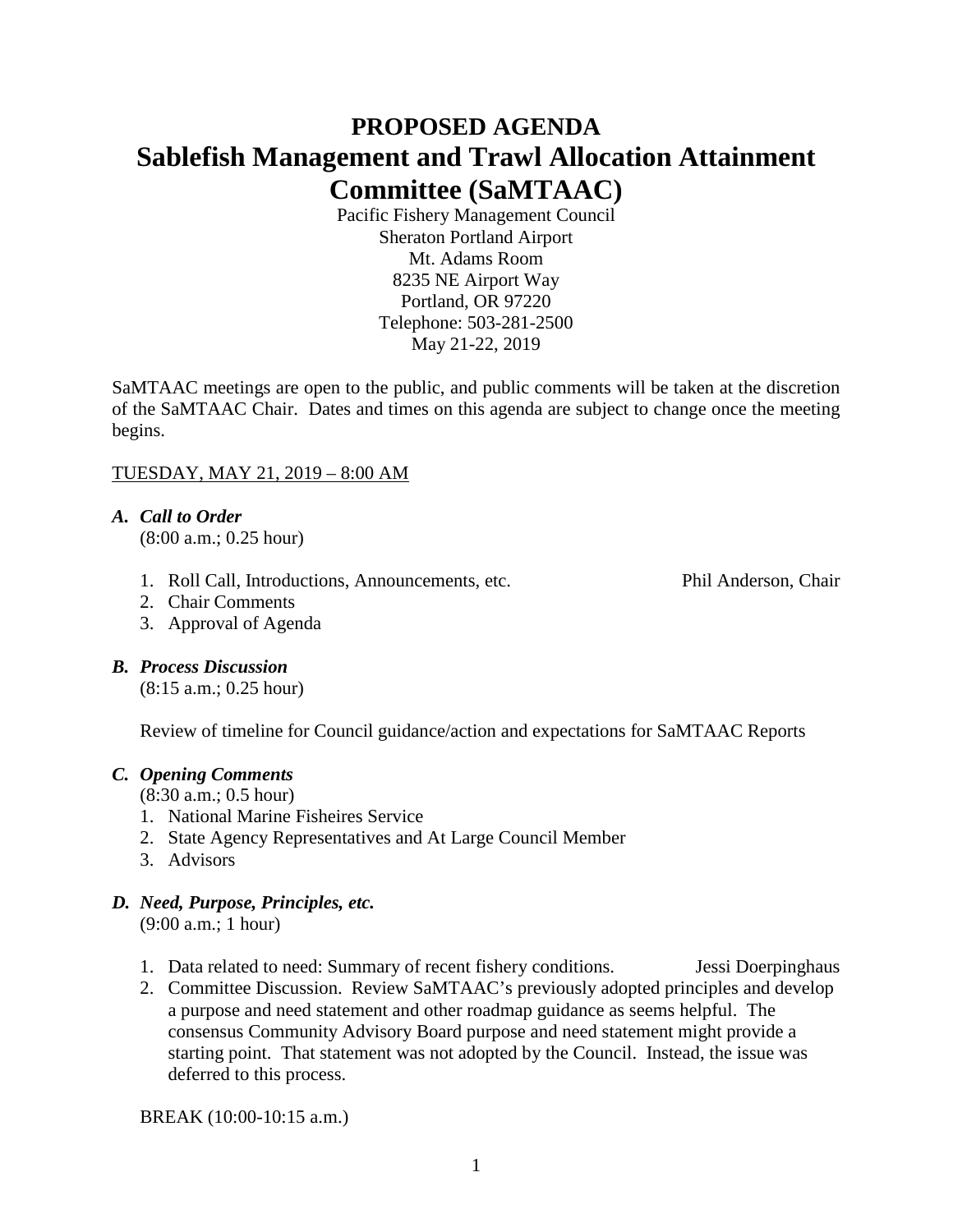# PROPOSED AGENDA

# Sablefish Management and Trawl Allocation Attainment Committee (SaMTAAC)

Pacific Fishery Management Council
Sheraton Portland Airport
Mt. Adams Room
8235 NE Airport Way
Portland, OR 97220
Telephone: 503-281-2500
May 21-22, 2019

SaMTAAC meetings are open to the public, and public comments will be taken at the discretion of the SaMTAAC Chair. Dates and times on this agenda are subject to change once the meeting begins.

TUESDAY, MAY 21, 2019 – 8:00 AM

## *A. Call to Order*

(8:00 a.m.; 0.25 hour)

1. Roll Call, Introductions, Announcements, etc. — Phil Anderson, Chair
2. Chair Comments
3. Approval of Agenda

## *B. Process Discussion*

(8:15 a.m.; 0.25 hour)

Review of timeline for Council guidance/action and expectations for SaMTAAC Reports

## *C. Opening Comments*

(8:30 a.m.; 0.5 hour)

1. National Marine Fisheires Service
2. State Agency Representatives and At Large Council Member
3. Advisors

## *D. Need, Purpose, Principles, etc.*

(9:00 a.m.; 1 hour)

1. Data related to need: Summary of recent fishery conditions. — Jessi Doerpinghaus
2. Committee Discussion. Review SaMTAAC's previously adopted principles and develop a purpose and need statement and other roadmap guidance as seems helpful. The consensus Community Advisory Board purpose and need statement might provide a starting point. That statement was not adopted by the Council. Instead, the issue was deferred to this process.

BREAK (10:00-10:15 a.m.)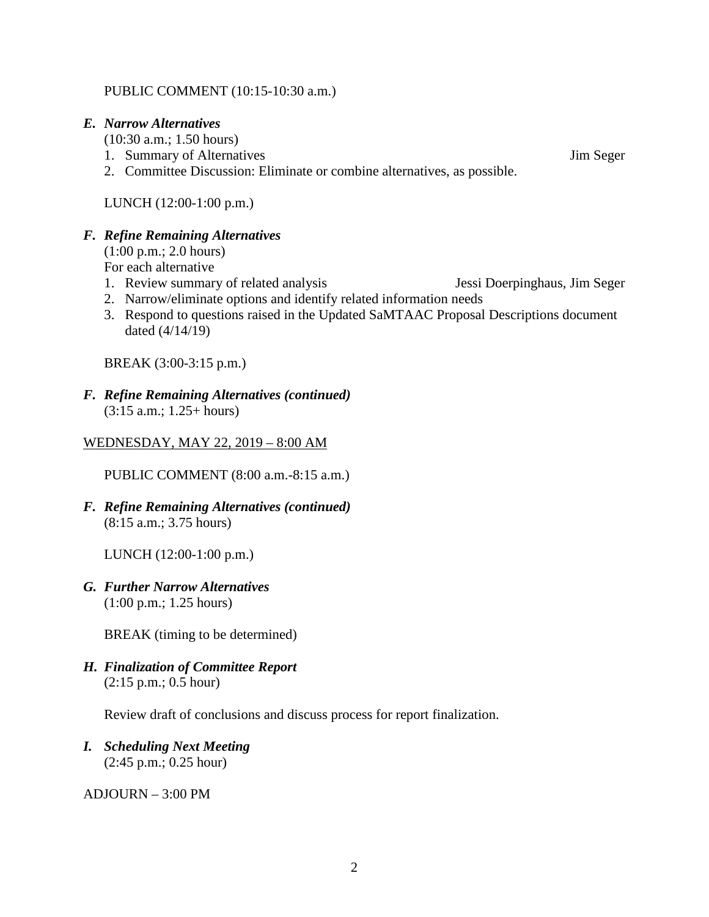PUBLIC COMMENT (10:15-10:30 a.m.)

### *E. Narrow Alternatives*

(10:30 a.m.; 1.50 hours)

1. Summary of Alternatives — Jim Seger
2. Committee Discussion: Eliminate or combine alternatives, as possible.

LUNCH (12:00-1:00 p.m.)

### *F. Refine Remaining Alternatives*

(1:00 p.m.; 2.0 hours)

For each alternative

1. Review summary of related analysis — Jessi Doerpinghaus, Jim Seger
2. Narrow/eliminate options and identify related information needs
3. Respond to questions raised in the Updated SaMTAAC Proposal Descriptions document dated (4/14/19)

BREAK (3:00-3:15 p.m.)

### *F. Refine Remaining Alternatives (continued)*

(3:15 a.m.; 1.25+ hours)

<u>WEDNESDAY, MAY 22, 2019 – 8:00 AM</u>

PUBLIC COMMENT (8:00 a.m.-8:15 a.m.)

### *F. Refine Remaining Alternatives (continued)*

(8:15 a.m.; 3.75 hours)

LUNCH (12:00-1:00 p.m.)

### *G. Further Narrow Alternatives*

(1:00 p.m.; 1.25 hours)

BREAK (timing to be determined)

### *H. Finalization of Committee Report*

(2:15 p.m.; 0.5 hour)

Review draft of conclusions and discuss process for report finalization.

### *I. Scheduling Next Meeting*

(2:45 p.m.; 0.25 hour)

ADJOURN – 3:00 PM